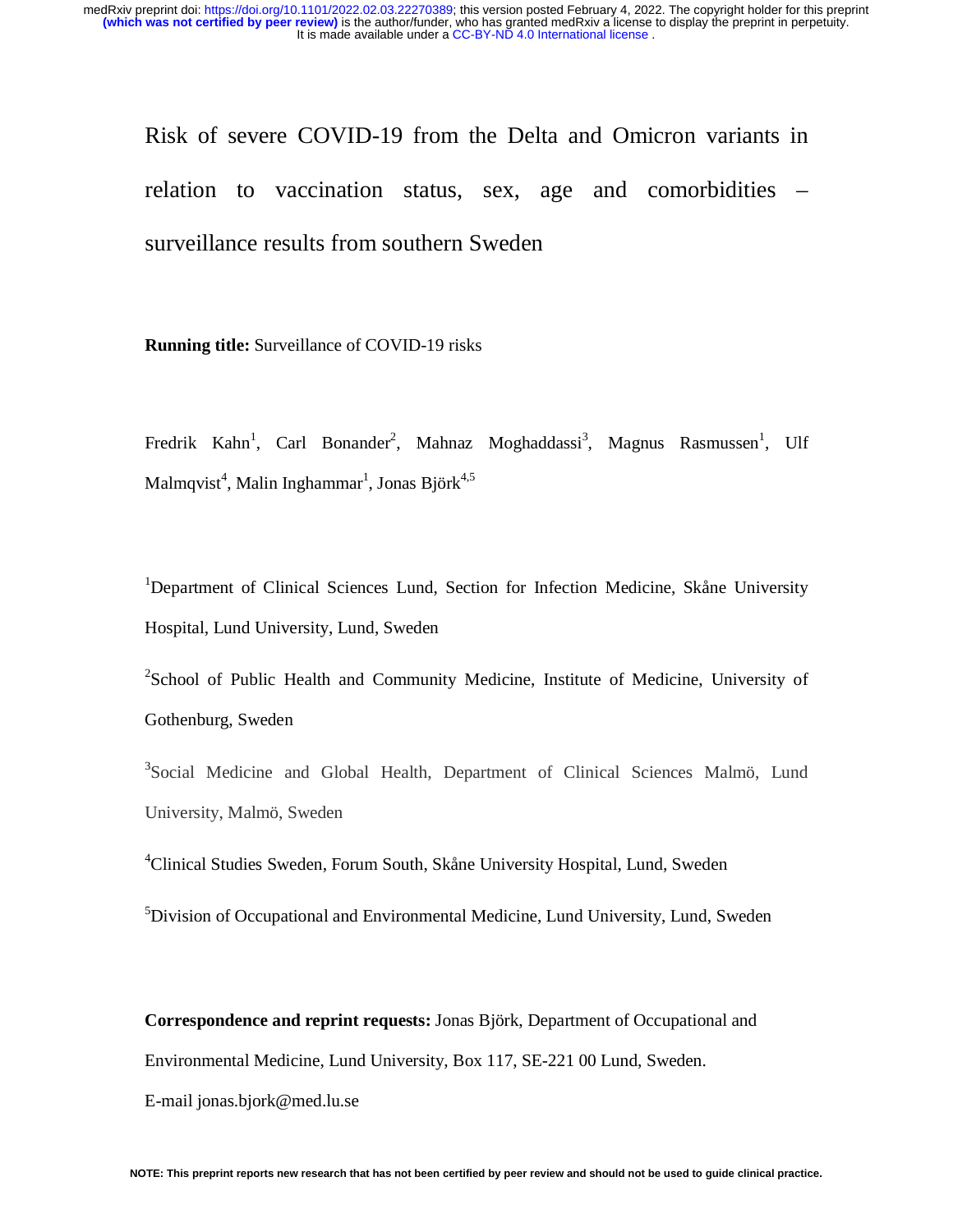# Risk of severe COVID-19 from the Delta and Omicron variants in relation to vaccination status, sex, age and comorbidities – surveillance results from southern Sweden

**Running title:** Surveillance of COVID-19 risks

Fredrik Kahn[1], Carl Bonander[2], Mahnaz Moghaddassi[3], Magnus Rasmussen[1], Ulf Malmqvist[4], Malin Inghammar[1], Jonas Björk[4,5]

[1]Department of Clinical Sciences Lund, Section for Infection Medicine, Skåne University Hospital, Lund University, Lund, Sweden

[2]School of Public Health and Community Medicine, Institute of Medicine, University of Gothenburg, Sweden

[3]Social Medicine and Global Health, Department of Clinical Sciences Malmö, Lund University, Malmö, Sweden

[4]Clinical Studies Sweden, Forum South, Skåne University Hospital, Lund, Sweden

[5]Division of Occupational and Environmental Medicine, Lund University, Lund, Sweden

**Correspondence and reprint requests:** Jonas Björk, Department of Occupational and Environmental Medicine, Lund University, Box 117, SE-221 00 Lund, Sweden.

E-mail jonas.bjork@med.lu.se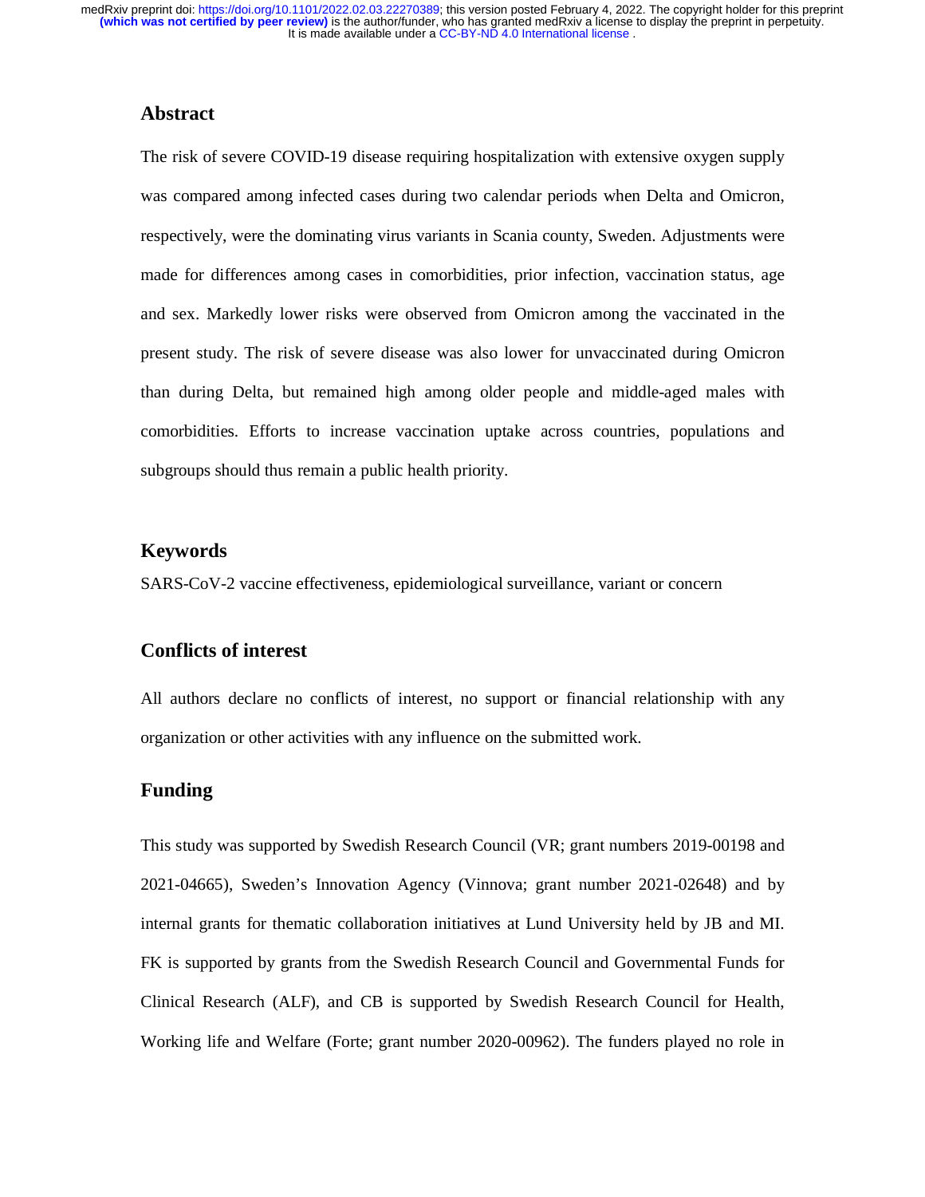## Abstract

The risk of severe COVID-19 disease requiring hospitalization with extensive oxygen supply was compared among infected cases during two calendar periods when Delta and Omicron, respectively, were the dominating virus variants in Scania county, Sweden. Adjustments were made for differences among cases in comorbidities, prior infection, vaccination status, age and sex. Markedly lower risks were observed from Omicron among the vaccinated in the present study. The risk of severe disease was also lower for unvaccinated during Omicron than during Delta, but remained high among older people and middle-aged males with comorbidities. Efforts to increase vaccination uptake across countries, populations and subgroups should thus remain a public health priority.

## Keywords

SARS-CoV-2 vaccine effectiveness, epidemiological surveillance, variant or concern

## Conflicts of interest

All authors declare no conflicts of interest, no support or financial relationship with any organization or other activities with any influence on the submitted work.

## Funding

This study was supported by Swedish Research Council (VR; grant numbers 2019-00198 and 2021-04665), Sweden's Innovation Agency (Vinnova; grant number 2021-02648) and by internal grants for thematic collaboration initiatives at Lund University held by JB and MI. FK is supported by grants from the Swedish Research Council and Governmental Funds for Clinical Research (ALF), and CB is supported by Swedish Research Council for Health, Working life and Welfare (Forte; grant number 2020-00962). The funders played no role in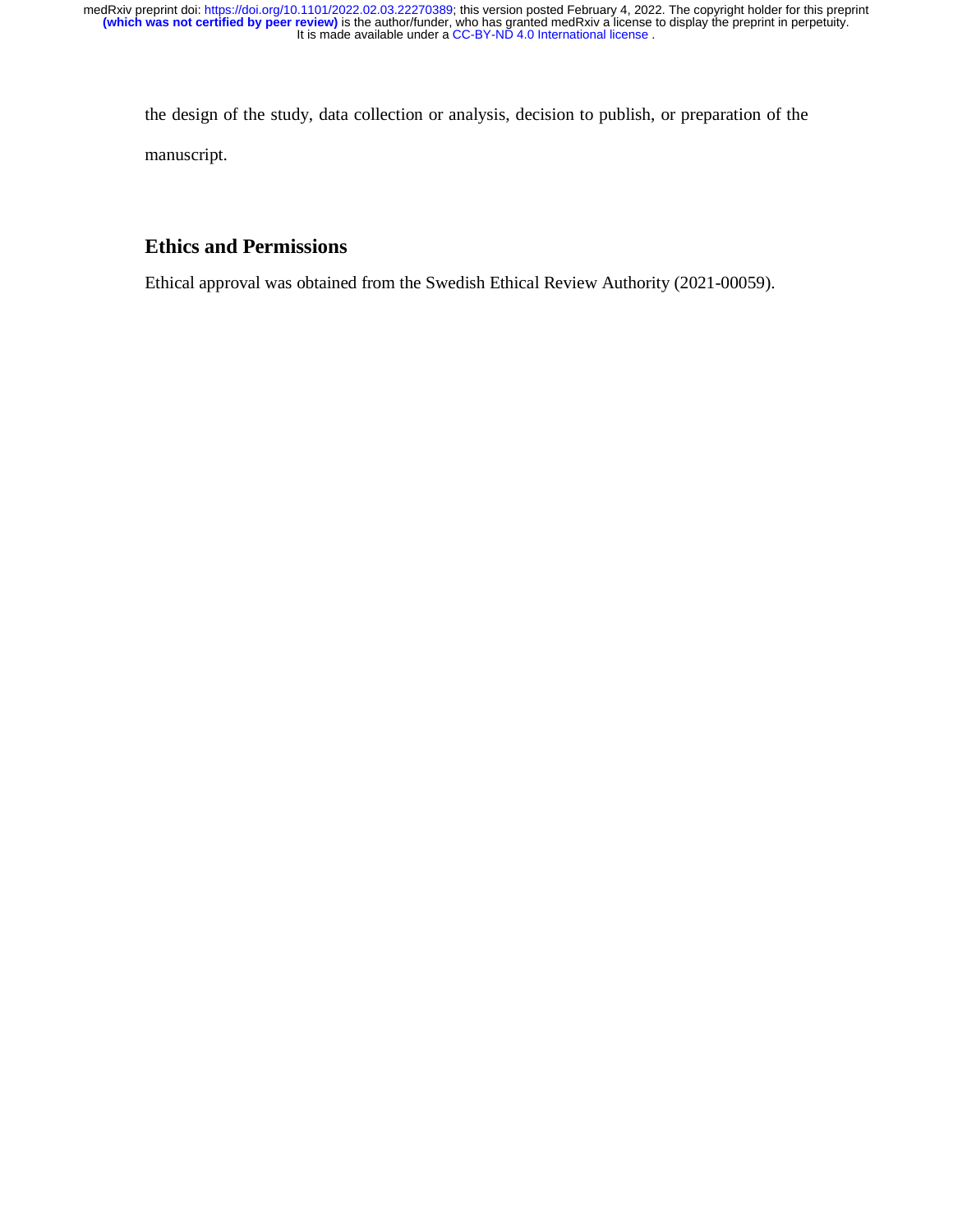the design of the study, data collection or analysis, decision to publish, or preparation of the manuscript.

## Ethics and Permissions

Ethical approval was obtained from the Swedish Ethical Review Authority (2021-00059).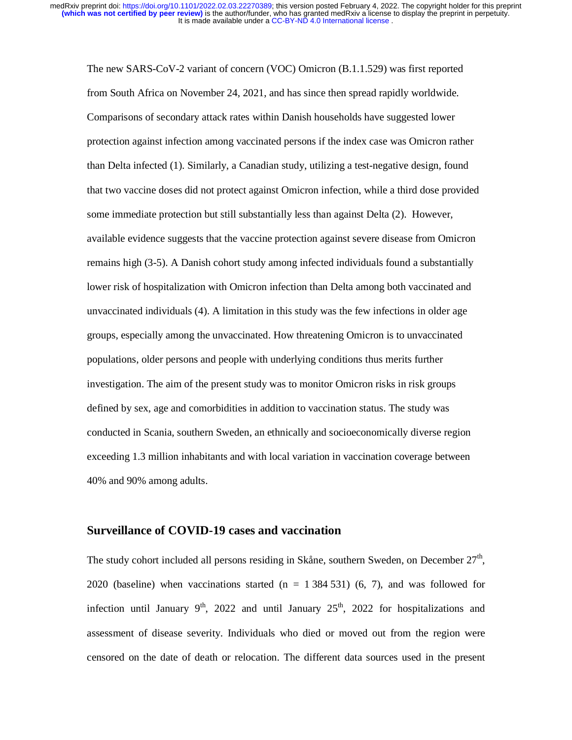The new SARS-CoV-2 variant of concern (VOC) Omicron (B.1.1.529) was first reported from South Africa on November 24, 2021, and has since then spread rapidly worldwide. Comparisons of secondary attack rates within Danish households have suggested lower protection against infection among vaccinated persons if the index case was Omicron rather than Delta infected (1). Similarly, a Canadian study, utilizing a test-negative design, found that two vaccine doses did not protect against Omicron infection, while a third dose provided some immediate protection but still substantially less than against Delta (2). However, available evidence suggests that the vaccine protection against severe disease from Omicron remains high (3-5). A Danish cohort study among infected individuals found a substantially lower risk of hospitalization with Omicron infection than Delta among both vaccinated and unvaccinated individuals (4). A limitation in this study was the few infections in older age groups, especially among the unvaccinated. How threatening Omicron is to unvaccinated populations, older persons and people with underlying conditions thus merits further investigation. The aim of the present study was to monitor Omicron risks in risk groups defined by sex, age and comorbidities in addition to vaccination status. The study was conducted in Scania, southern Sweden, an ethnically and socioeconomically diverse region exceeding 1.3 million inhabitants and with local variation in vaccination coverage between 40% and 90% among adults.

## Surveillance of COVID-19 cases and vaccination

The study cohort included all persons residing in Skåne, southern Sweden, on December 27th, 2020 (baseline) when vaccinations started (n = 1 384 531) (6, 7), and was followed for infection until January 9th, 2022 and until January 25th, 2022 for hospitalizations and assessment of disease severity. Individuals who died or moved out from the region were censored on the date of death or relocation. The different data sources used in the present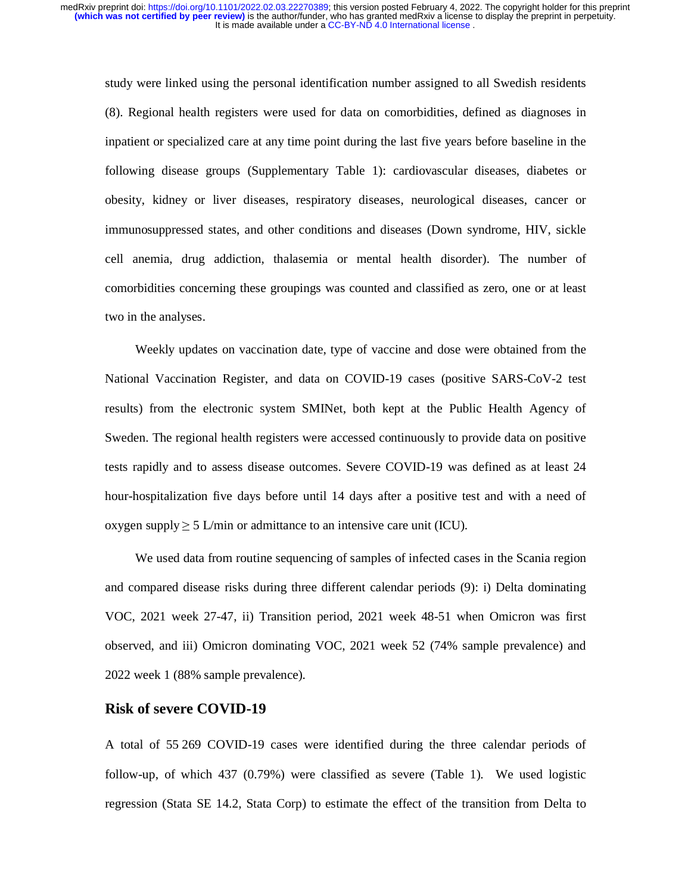study were linked using the personal identification number assigned to all Swedish residents (8). Regional health registers were used for data on comorbidities, defined as diagnoses in inpatient or specialized care at any time point during the last five years before baseline in the following disease groups (Supplementary Table 1): cardiovascular diseases, diabetes or obesity, kidney or liver diseases, respiratory diseases, neurological diseases, cancer or immunosuppressed states, and other conditions and diseases (Down syndrome, HIV, sickle cell anemia, drug addiction, thalasemia or mental health disorder). The number of comorbidities concerning these groupings was counted and classified as zero, one or at least two in the analyses.

Weekly updates on vaccination date, type of vaccine and dose were obtained from the National Vaccination Register, and data on COVID-19 cases (positive SARS-CoV-2 test results) from the electronic system SMINet, both kept at the Public Health Agency of Sweden. The regional health registers were accessed continuously to provide data on positive tests rapidly and to assess disease outcomes. Severe COVID-19 was defined as at least 24 hour-hospitalization five days before until 14 days after a positive test and with a need of oxygen supply $\geq$ 5 L/min or admittance to an intensive care unit (ICU).

We used data from routine sequencing of samples of infected cases in the Scania region and compared disease risks during three different calendar periods (9): i) Delta dominating VOC, 2021 week 27-47, ii) Transition period, 2021 week 48-51 when Omicron was first observed, and iii) Omicron dominating VOC, 2021 week 52 (74% sample prevalence) and 2022 week 1 (88% sample prevalence).

## Risk of severe COVID-19

A total of 55 269 COVID-19 cases were identified during the three calendar periods of follow-up, of which 437 (0.79%) were classified as severe (Table 1). We used logistic regression (Stata SE 14.2, Stata Corp) to estimate the effect of the transition from Delta to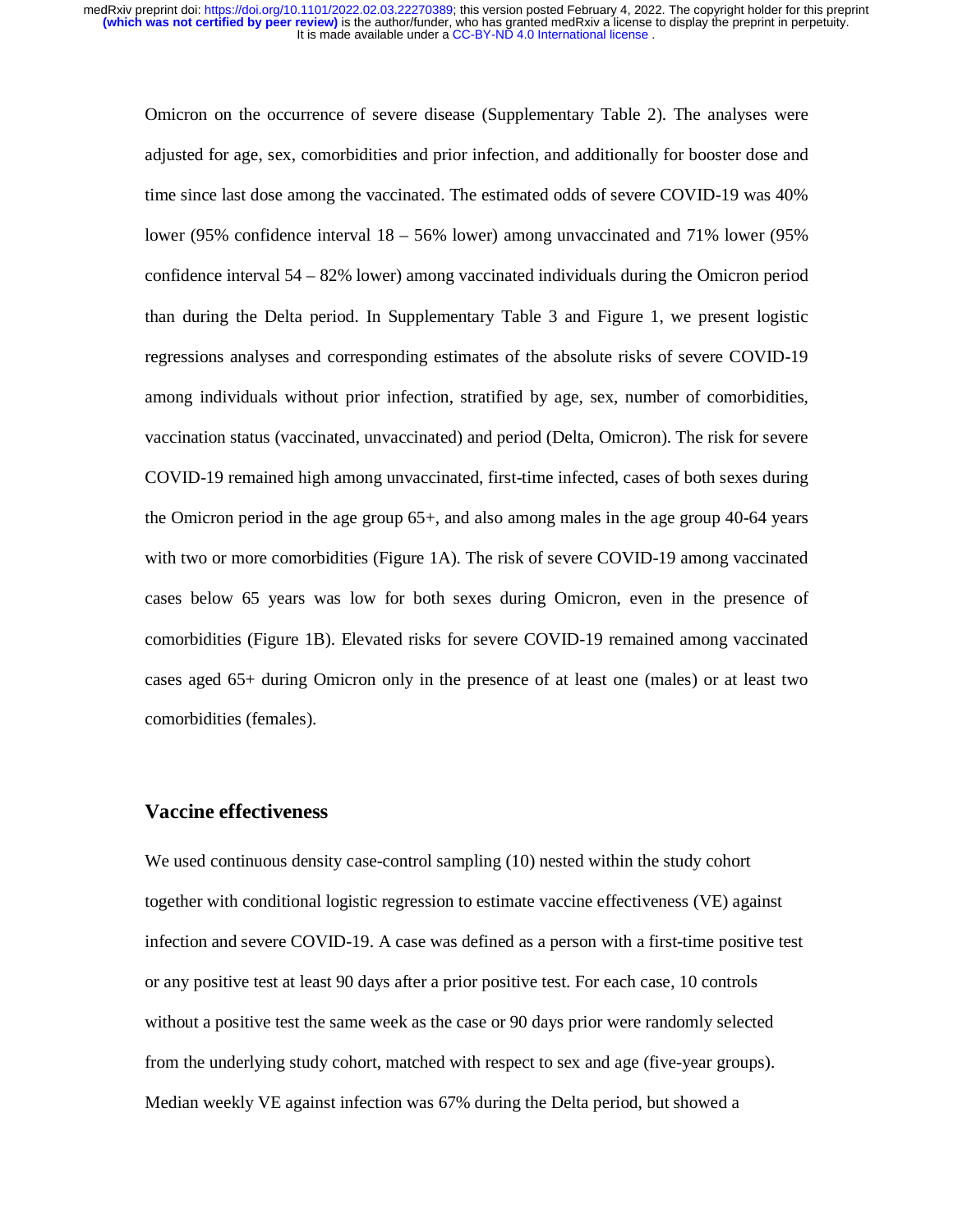Omicron on the occurrence of severe disease (Supplementary Table 2). The analyses were adjusted for age, sex, comorbidities and prior infection, and additionally for booster dose and time since last dose among the vaccinated. The estimated odds of severe COVID-19 was 40% lower (95% confidence interval 18 – 56% lower) among unvaccinated and 71% lower (95% confidence interval 54 – 82% lower) among vaccinated individuals during the Omicron period than during the Delta period. In Supplementary Table 3 and Figure 1, we present logistic regressions analyses and corresponding estimates of the absolute risks of severe COVID-19 among individuals without prior infection, stratified by age, sex, number of comorbidities, vaccination status (vaccinated, unvaccinated) and period (Delta, Omicron). The risk for severe COVID-19 remained high among unvaccinated, first-time infected, cases of both sexes during the Omicron period in the age group 65+, and also among males in the age group 40-64 years with two or more comorbidities (Figure 1A). The risk of severe COVID-19 among vaccinated cases below 65 years was low for both sexes during Omicron, even in the presence of comorbidities (Figure 1B). Elevated risks for severe COVID-19 remained among vaccinated cases aged 65+ during Omicron only in the presence of at least one (males) or at least two comorbidities (females).

## Vaccine effectiveness

We used continuous density case-control sampling (10) nested within the study cohort together with conditional logistic regression to estimate vaccine effectiveness (VE) against infection and severe COVID-19. A case was defined as a person with a first-time positive test or any positive test at least 90 days after a prior positive test. For each case, 10 controls without a positive test the same week as the case or 90 days prior were randomly selected from the underlying study cohort, matched with respect to sex and age (five-year groups). Median weekly VE against infection was 67% during the Delta period, but showed a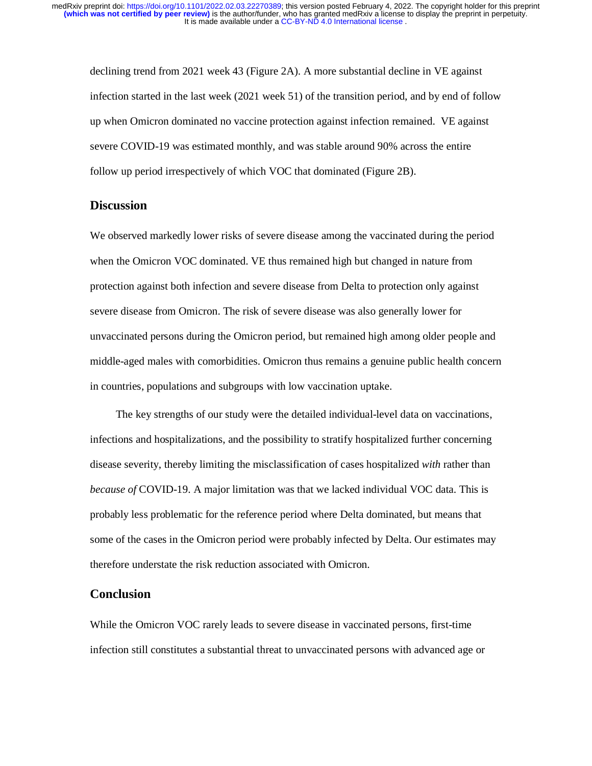declining trend from 2021 week 43 (Figure 2A). A more substantial decline in VE against infection started in the last week (2021 week 51) of the transition period, and by end of follow up when Omicron dominated no vaccine protection against infection remained. VE against severe COVID-19 was estimated monthly, and was stable around 90% across the entire follow up period irrespectively of which VOC that dominated (Figure 2B).

## Discussion

We observed markedly lower risks of severe disease among the vaccinated during the period when the Omicron VOC dominated. VE thus remained high but changed in nature from protection against both infection and severe disease from Delta to protection only against severe disease from Omicron. The risk of severe disease was also generally lower for unvaccinated persons during the Omicron period, but remained high among older people and middle-aged males with comorbidities. Omicron thus remains a genuine public health concern in countries, populations and subgroups with low vaccination uptake.

The key strengths of our study were the detailed individual-level data on vaccinations, infections and hospitalizations, and the possibility to stratify hospitalized further concerning disease severity, thereby limiting the misclassification of cases hospitalized *with* rather than *because of* COVID-19. A major limitation was that we lacked individual VOC data. This is probably less problematic for the reference period where Delta dominated, but means that some of the cases in the Omicron period were probably infected by Delta. Our estimates may therefore understate the risk reduction associated with Omicron.

## Conclusion

While the Omicron VOC rarely leads to severe disease in vaccinated persons, first-time infection still constitutes a substantial threat to unvaccinated persons with advanced age or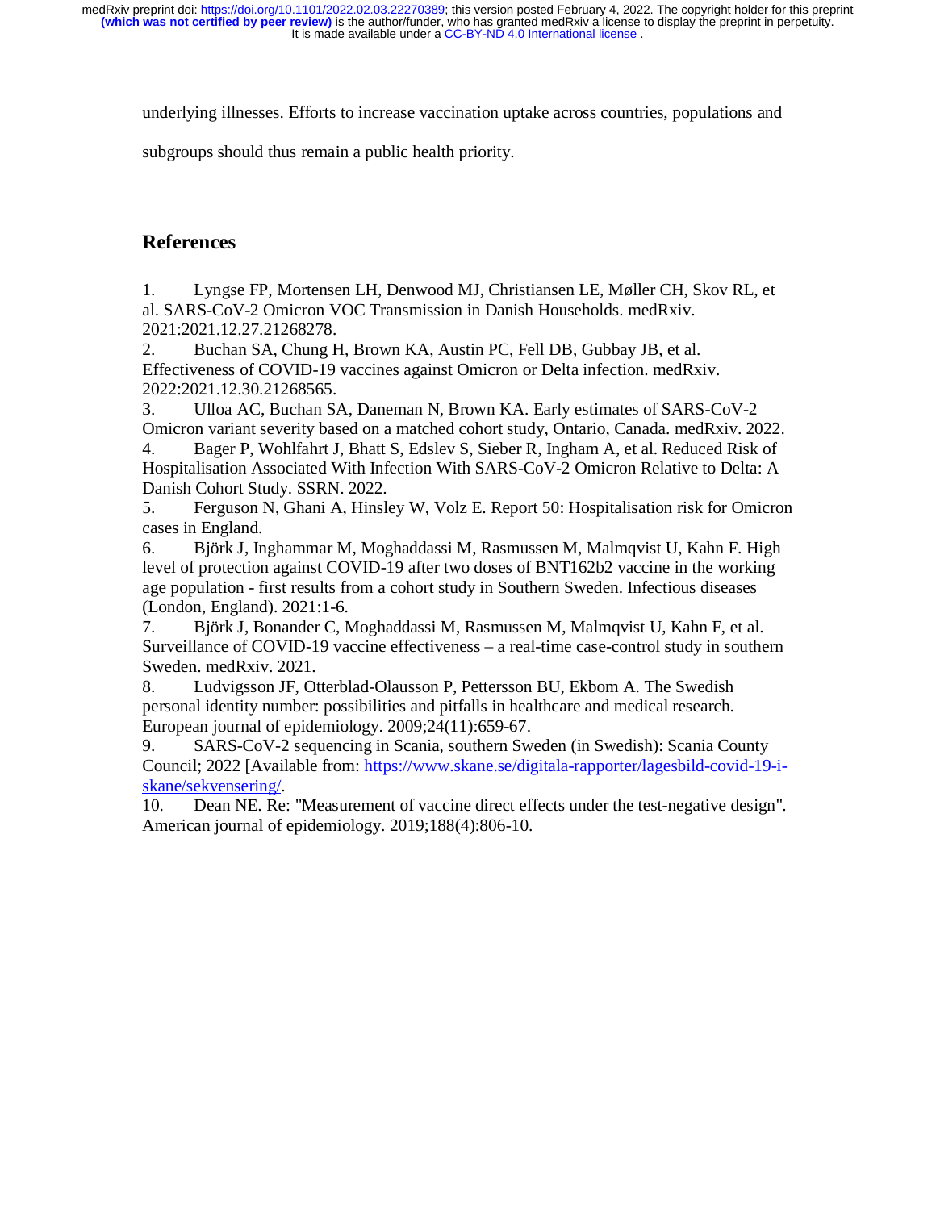underlying illnesses. Efforts to increase vaccination uptake across countries, populations and subgroups should thus remain a public health priority.

## References

1. Lyngse FP, Mortensen LH, Denwood MJ, Christiansen LE, Møller CH, Skov RL, et al. SARS-CoV-2 Omicron VOC Transmission in Danish Households. medRxiv. 2021:2021.12.27.21268278.
2. Buchan SA, Chung H, Brown KA, Austin PC, Fell DB, Gubbay JB, et al. Effectiveness of COVID-19 vaccines against Omicron or Delta infection. medRxiv. 2022:2021.12.30.21268565.
3. Ulloa AC, Buchan SA, Daneman N, Brown KA. Early estimates of SARS-CoV-2 Omicron variant severity based on a matched cohort study, Ontario, Canada. medRxiv. 2022.
4. Bager P, Wohlfahrt J, Bhatt S, Edslev S, Sieber R, Ingham A, et al. Reduced Risk of Hospitalisation Associated With Infection With SARS-CoV-2 Omicron Relative to Delta: A Danish Cohort Study. SSRN. 2022.
5. Ferguson N, Ghani A, Hinsley W, Volz E. Report 50: Hospitalisation risk for Omicron cases in England.
6. Björk J, Inghammar M, Moghaddassi M, Rasmussen M, Malmqvist U, Kahn F. High level of protection against COVID-19 after two doses of BNT162b2 vaccine in the working age population - first results from a cohort study in Southern Sweden. Infectious diseases (London, England). 2021:1-6.
7. Björk J, Bonander C, Moghaddassi M, Rasmussen M, Malmqvist U, Kahn F, et al. Surveillance of COVID-19 vaccine effectiveness – a real-time case-control study in southern Sweden. medRxiv. 2021.
8. Ludvigsson JF, Otterblad-Olausson P, Pettersson BU, Ekbom A. The Swedish personal identity number: possibilities and pitfalls in healthcare and medical research. European journal of epidemiology. 2009;24(11):659-67.
9. SARS-CoV-2 sequencing in Scania, southern Sweden (in Swedish): Scania County Council; 2022 [Available from: https://www.skane.se/digitala-rapporter/lagesbild-covid-19-i-skane/sekvensering/.
10. Dean NE. Re: "Measurement of vaccine direct effects under the test-negative design". American journal of epidemiology. 2019;188(4):806-10.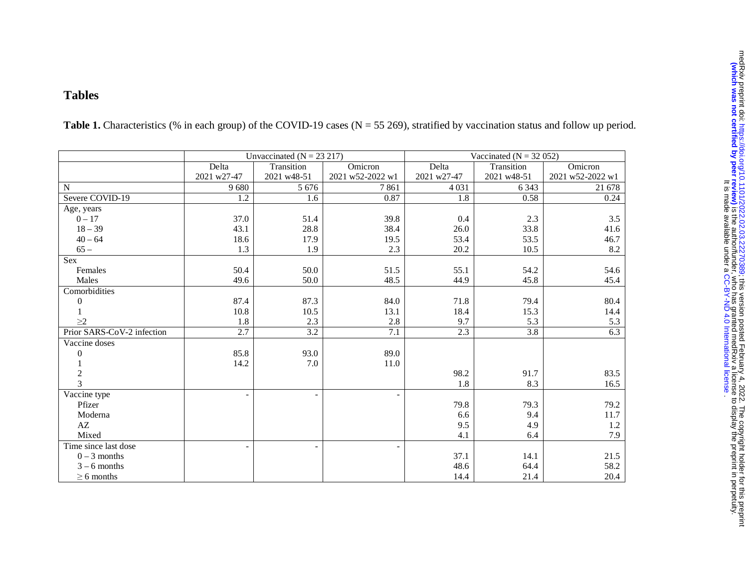# Tables

**Table 1.** Characteristics (% in each group) of the COVID-19 cases (N = 55 269), stratified by vaccination status and follow up period.

| | Unvaccinated (N = 23 217) | | | Vaccinated (N = 32 052) | | |
|---|---|---|---|---|---|---|
| | Delta 2021 w27-47 | Transition 2021 w48-51 | Omicron 2021 w52-2022 w1 | Delta 2021 w27-47 | Transition 2021 w48-51 | Omicron 2021 w52-2022 w1 |
| N | 9 680 | 5 676 | 7 861 | 4 031 | 6 343 | 21 678 |
| Severe COVID-19 | 1.2 | 1.6 | 0.87 | 1.8 | 0.58 | 0.24 |
| Age, years | | | | | | |
| 0 – 17 | 37.0 | 51.4 | 39.8 | 0.4 | 2.3 | 3.5 |
| 18 – 39 | 43.1 | 28.8 | 38.4 | 26.0 | 33.8 | 41.6 |
| 40 – 64 | 18.6 | 17.9 | 19.5 | 53.4 | 53.5 | 46.7 |
| 65 – | 1.3 | 1.9 | 2.3 | 20.2 | 10.5 | 8.2 |
| Sex | | | | | | |
| Females | 50.4 | 50.0 | 51.5 | 55.1 | 54.2 | 54.6 |
| Males | 49.6 | 50.0 | 48.5 | 44.9 | 45.8 | 45.4 |
| Comorbidities | | | | | | |
| 0 | 87.4 | 87.3 | 84.0 | 71.8 | 79.4 | 80.4 |
| 1 | 10.8 | 10.5 | 13.1 | 18.4 | 15.3 | 14.4 |
| ≥2 | 1.8 | 2.3 | 2.8 | 9.7 | 5.3 | 5.3 |
| Prior SARS-CoV-2 infection | 2.7 | 3.2 | 7.1 | 2.3 | 3.8 | 6.3 |
| Vaccine doses | | | | | | |
| 0 | 85.8 | 93.0 | 89.0 | | | |
| 1 | 14.2 | 7.0 | 11.0 | | | |
| 2 | | | | 98.2 | 91.7 | 83.5 |
| 3 | | | | 1.8 | 8.3 | 16.5 |
| Vaccine type | - | - | - | | | |
| Pfizer | | | | 79.8 | 79.3 | 79.2 |
| Moderna | | | | 6.6 | 9.4 | 11.7 |
| AZ | | | | 9.5 | 4.9 | 1.2 |
| Mixed | | | | 4.1 | 6.4 | 7.9 |
| Time since last dose | - | - | - | | | |
| 0 – 3 months | | | | 37.1 | 14.1 | 21.5 |
| 3 – 6 months | | | | 48.6 | 64.4 | 58.2 |
| ≥ 6 months | | | | 14.4 | 21.4 | 20.4 |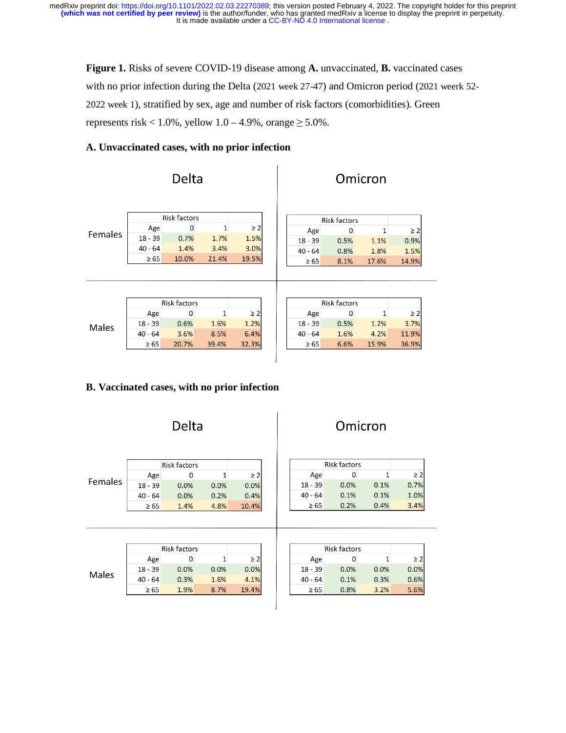**Figure 1.** Risks of severe COVID-19 disease among **A.** unvaccinated, **B.** vaccinated cases with no prior infection during the Delta (2021 week 27-47) and Omicron period (2021 weerk 52-2022 week 1), stratified by sex, age and number of risk factors (comorbidities). Green represents risk < 1.0%, yellow 1.0 – 4.9%, orange ≥ 5.0%.

**A. Unvaccinated cases, with no prior infection**

**Delta — Females**

| Age | Risk factors: 0 | 1 | ≥ 2 |
|---|---|---|---|
| 18 - 39 | 0.7% | 1.7% | 1.5% |
| 40 - 64 | 1.4% | 3.4% | 3.0% |
| ≥ 65 | 10.0% | 21.4% | 19.5% |

**Omicron — Females**

| Age | Risk factors: 0 | 1 | ≥ 2 |
|---|---|---|---|
| 18 - 39 | 0.5% | 1.1% | 0.9% |
| 40 - 64 | 0.8% | 1.8% | 1.5% |
| ≥ 65 | 8.1% | 17.6% | 14.9% |

**Delta — Males**

| Age | Risk factors: 0 | 1 | ≥ 2 |
|---|---|---|---|
| 18 - 39 | 0.6% | 1.6% | 1.2% |
| 40 - 64 | 3.6% | 8.5% | 6.4% |
| ≥ 65 | 20.7% | 39.4% | 32.3% |

**Omicron — Males**

| Age | Risk factors: 0 | 1 | ≥ 2 |
|---|---|---|---|
| 18 - 39 | 0.5% | 1.2% | 3.7% |
| 40 - 64 | 1.6% | 4.2% | 11.9% |
| ≥ 65 | 6.6% | 15.9% | 36.9% |

**B. Vaccinated cases, with no prior infection**

**Delta — Females**

| Age | Risk factors: 0 | 1 | ≥ 2 |
|---|---|---|---|
| 18 - 39 | 0.0% | 0.0% | 0.0% |
| 40 - 64 | 0.0% | 0.2% | 0.4% |
| ≥ 65 | 1.4% | 4.8% | 10.4% |

**Omicron — Females**

| Age | Risk factors: 0 | 1 | ≥ 2 |
|---|---|---|---|
| 18 - 39 | 0.0% | 0.1% | 0.7% |
| 40 - 64 | 0.1% | 0.1% | 1.0% |
| ≥ 65 | 0.2% | 0.4% | 3.4% |

**Delta — Males**

| Age | Risk factors: 0 | 1 | ≥ 2 |
|---|---|---|---|
| 18 - 39 | 0.0% | 0.0% | 0.0% |
| 40 - 64 | 0.3% | 1.6% | 4.1% |
| ≥ 65 | 1.9% | 8.7% | 19.4% |

**Omicron — Males**

| Age | Risk factors: 0 | 1 | ≥ 2 |
|---|---|---|---|
| 18 - 39 | 0.0% | 0.0% | 0.0% |
| 40 - 64 | 0.1% | 0.3% | 0.6% |
| ≥ 65 | 0.8% | 3.2% | 5.6% |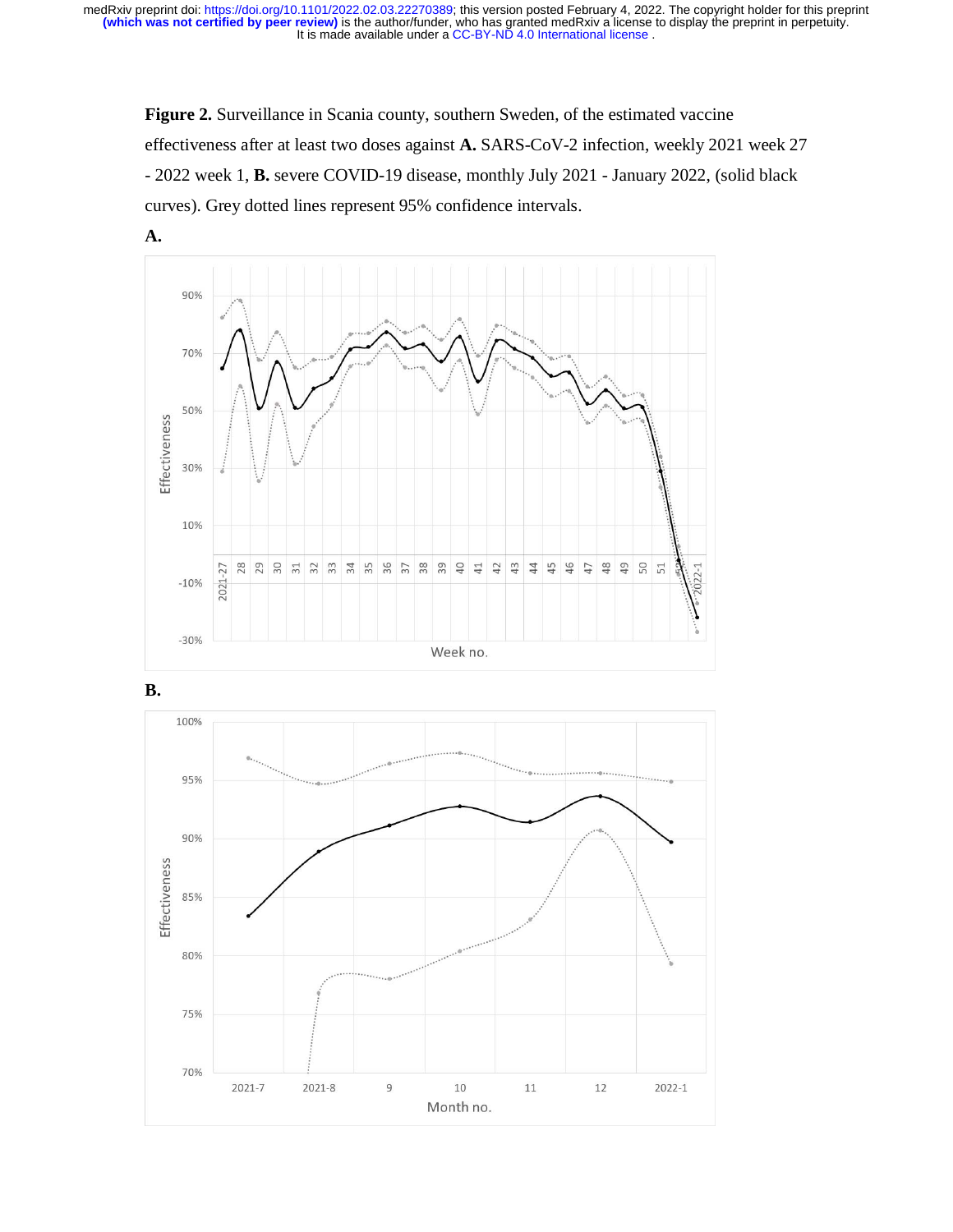**Figure 2.** Surveillance in Scania county, southern Sweden, of the estimated vaccine effectiveness after at least two doses against **A.** SARS-CoV-2 infection, weekly 2021 week 27 - 2022 week 1, **B.** severe COVID-19 disease, monthly July 2021 - January 2022, (solid black curves). Grey dotted lines represent 95% confidence intervals.

**A.**

Effectiveness

90%
70%
50%
30%
10%
-10%
-30%

2021-27 28 29 30 31 32 33 34 35 36 37 38 39 40 41 42 43 44 45 46 47 48 49 50 51 52 2022-1

Week no.

**B.**

Effectiveness

100%
95%
90%
85%
80%
75%
70%

2021-7 2021-8 9 10 11 12 2022-1

Month no.